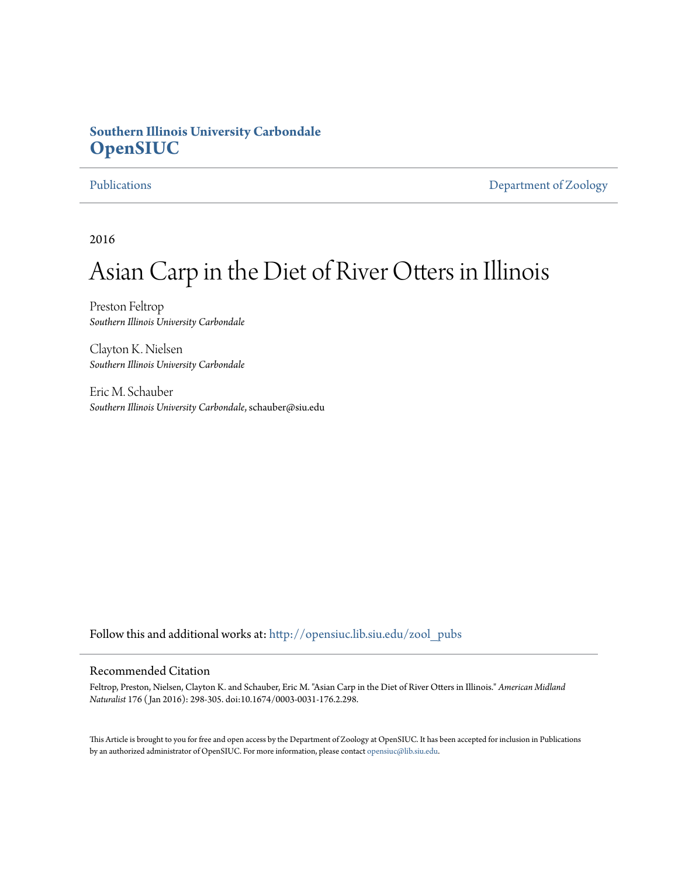**Southern Illinois University Carbondale**
**OpenSIUC**

Publications | Department of Zoology

2016

# Asian Carp in the Diet of River Otters in Illinois

Preston Feltrop
*Southern Illinois University Carbondale*

Clayton K. Nielsen
*Southern Illinois University Carbondale*

Eric M. Schauber
*Southern Illinois University Carbondale*, schauber@siu.edu

Follow this and additional works at: http://opensiuc.lib.siu.edu/zool_pubs

## Recommended Citation

Feltrop, Preston, Nielsen, Clayton K. and Schauber, Eric M. "Asian Carp in the Diet of River Otters in Illinois." *American Midland Naturalist* 176 ( Jan 2016): 298-305. doi:10.1674/0003-0031-176.2.298.

This Article is brought to you for free and open access by the Department of Zoology at OpenSIUC. It has been accepted for inclusion in Publications by an authorized administrator of OpenSIUC. For more information, please contact opensiuc@lib.siu.edu.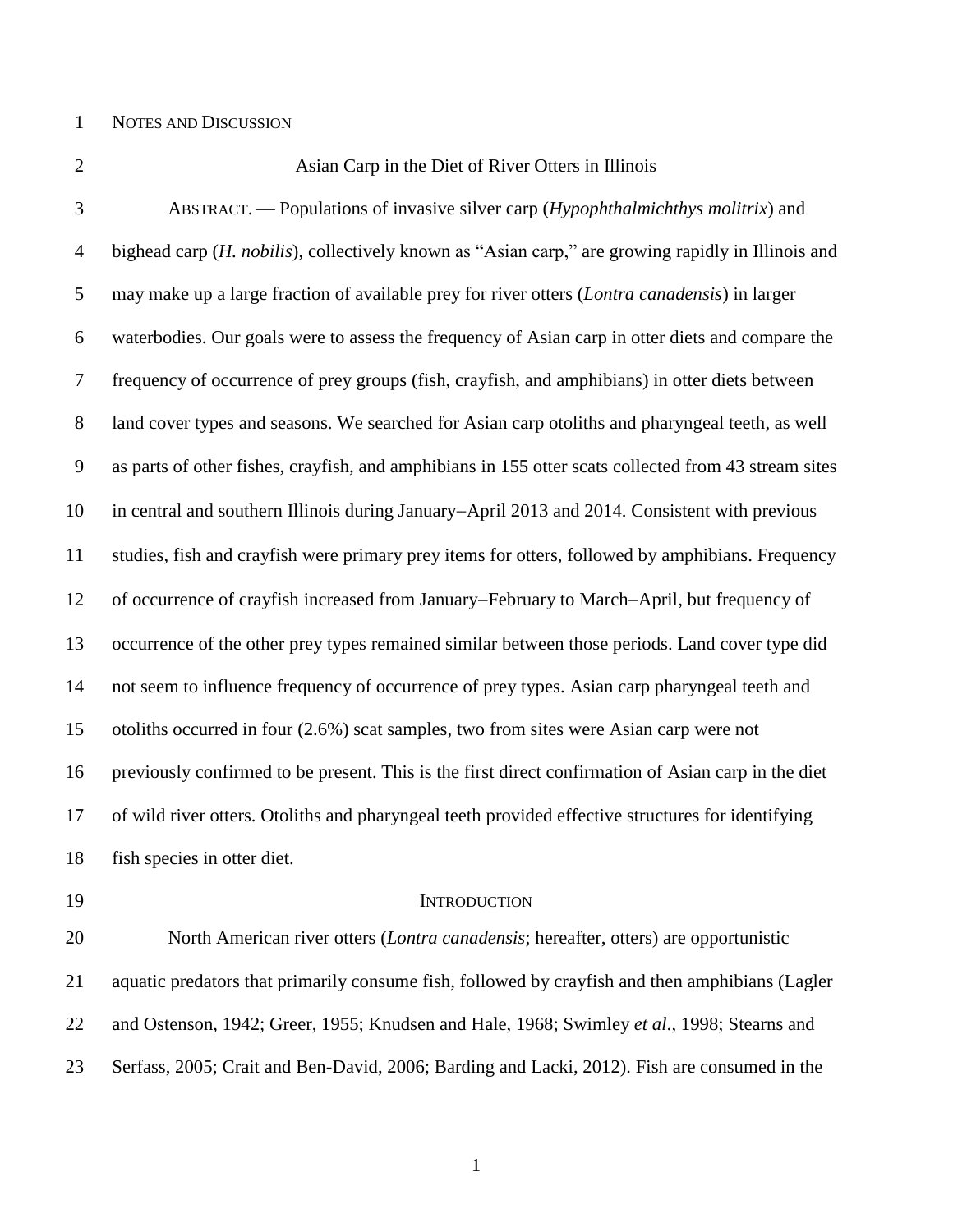NOTES AND DISCUSSION

# Asian Carp in the Diet of River Otters in Illinois

ABSTRACT. — Populations of invasive silver carp (*Hypophthalmichthys molitrix*) and bighead carp (*H. nobilis*), collectively known as "Asian carp," are growing rapidly in Illinois and may make up a large fraction of available prey for river otters (*Lontra canadensis*) in larger waterbodies. Our goals were to assess the frequency of Asian carp in otter diets and compare the frequency of occurrence of prey groups (fish, crayfish, and amphibians) in otter diets between land cover types and seasons. We searched for Asian carp otoliths and pharyngeal teeth, as well as parts of other fishes, crayfish, and amphibians in 155 otter scats collected from 43 stream sites in central and southern Illinois during January−April 2013 and 2014. Consistent with previous studies, fish and crayfish were primary prey items for otters, followed by amphibians. Frequency of occurrence of crayfish increased from January−February to March−April, but frequency of occurrence of the other prey types remained similar between those periods. Land cover type did not seem to influence frequency of occurrence of prey types. Asian carp pharyngeal teeth and otoliths occurred in four (2.6%) scat samples, two from sites were Asian carp were not previously confirmed to be present. This is the first direct confirmation of Asian carp in the diet of wild river otters. Otoliths and pharyngeal teeth provided effective structures for identifying fish species in otter diet.

## INTRODUCTION

North American river otters (*Lontra canadensis*; hereafter, otters) are opportunistic aquatic predators that primarily consume fish, followed by crayfish and then amphibians (Lagler and Ostenson, 1942; Greer, 1955; Knudsen and Hale, 1968; Swimley *et al*., 1998; Stearns and Serfass, 2005; Crait and Ben-David, 2006; Barding and Lacki, 2012). Fish are consumed in the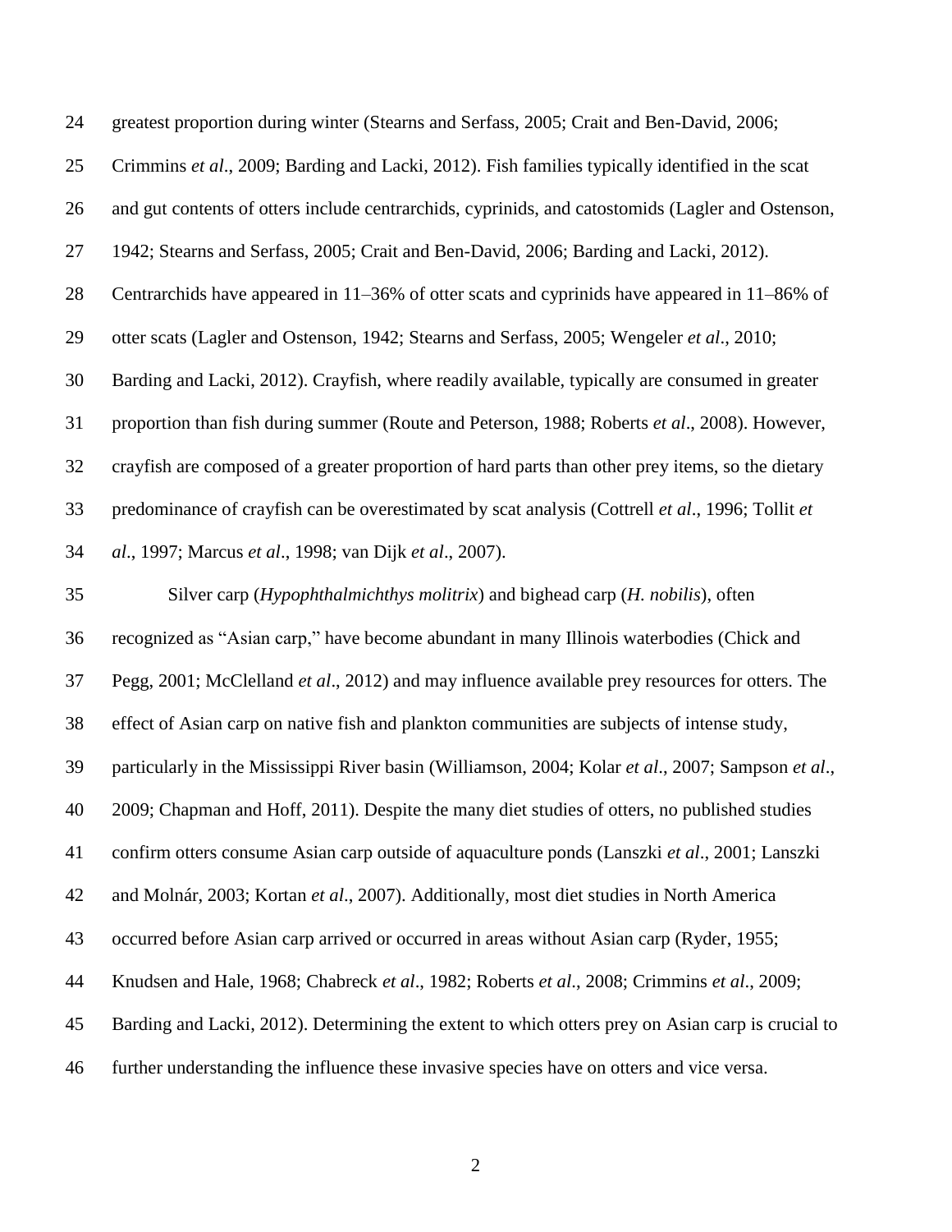greatest proportion during winter (Stearns and Serfass, 2005; Crait and Ben-David, 2006; Crimmins *et al*., 2009; Barding and Lacki, 2012). Fish families typically identified in the scat and gut contents of otters include centrarchids, cyprinids, and catostomids (Lagler and Ostenson, 1942; Stearns and Serfass, 2005; Crait and Ben-David, 2006; Barding and Lacki, 2012). Centrarchids have appeared in 11–36% of otter scats and cyprinids have appeared in 11–86% of otter scats (Lagler and Ostenson, 1942; Stearns and Serfass, 2005; Wengeler *et al*., 2010; Barding and Lacki, 2012). Crayfish, where readily available, typically are consumed in greater proportion than fish during summer (Route and Peterson, 1988; Roberts *et al*., 2008). However, crayfish are composed of a greater proportion of hard parts than other prey items, so the dietary predominance of crayfish can be overestimated by scat analysis (Cottrell *et al*., 1996; Tollit *et al*., 1997; Marcus *et al*., 1998; van Dijk *et al*., 2007).

Silver carp (*Hypophthalmichthys molitrix*) and bighead carp (*H. nobilis*), often recognized as "Asian carp," have become abundant in many Illinois waterbodies (Chick and Pegg, 2001; McClelland *et al*., 2012) and may influence available prey resources for otters. The effect of Asian carp on native fish and plankton communities are subjects of intense study, particularly in the Mississippi River basin (Williamson, 2004; Kolar *et al*., 2007; Sampson *et al*., 2009; Chapman and Hoff, 2011). Despite the many diet studies of otters, no published studies confirm otters consume Asian carp outside of aquaculture ponds (Lanszki *et al*., 2001; Lanszki and Molnár, 2003; Kortan *et al*., 2007). Additionally, most diet studies in North America occurred before Asian carp arrived or occurred in areas without Asian carp (Ryder, 1955; Knudsen and Hale, 1968; Chabreck *et al*., 1982; Roberts *et al*., 2008; Crimmins *et al*., 2009; Barding and Lacki, 2012). Determining the extent to which otters prey on Asian carp is crucial to further understanding the influence these invasive species have on otters and vice versa.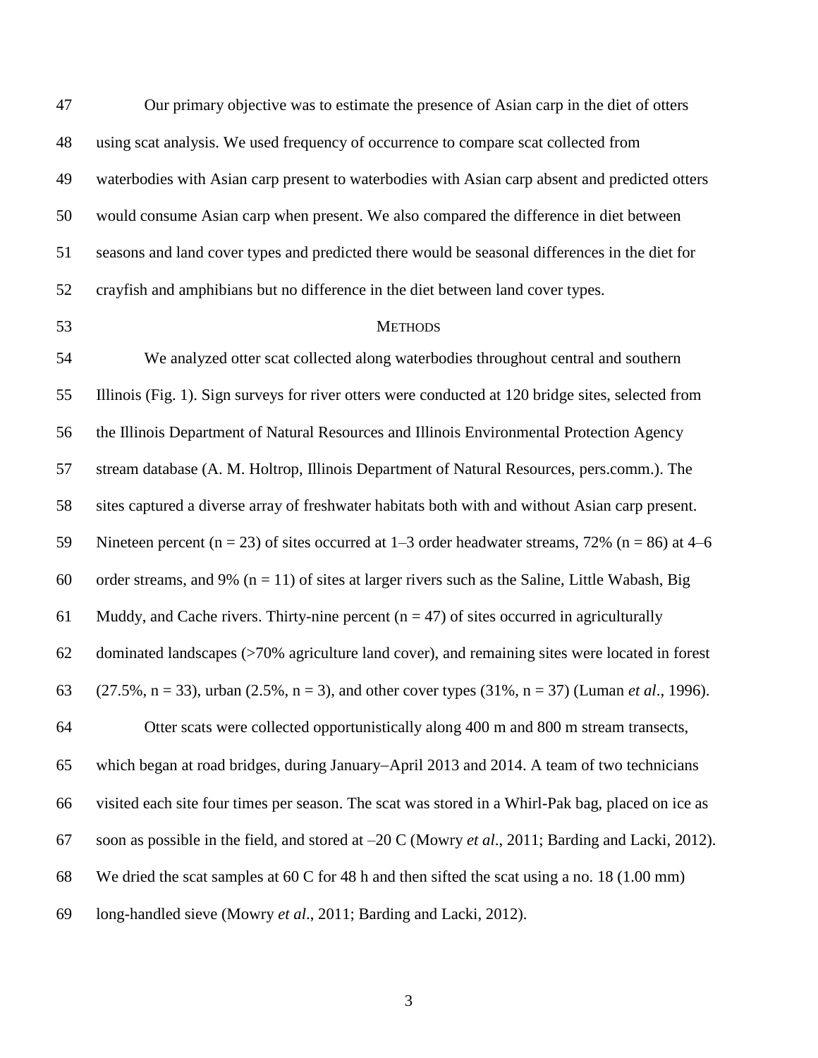Our primary objective was to estimate the presence of Asian carp in the diet of otters using scat analysis. We used frequency of occurrence to compare scat collected from waterbodies with Asian carp present to waterbodies with Asian carp absent and predicted otters would consume Asian carp when present. We also compared the difference in diet between seasons and land cover types and predicted there would be seasonal differences in the diet for crayfish and amphibians but no difference in the diet between land cover types.

## METHODS

We analyzed otter scat collected along waterbodies throughout central and southern Illinois (Fig. 1). Sign surveys for river otters were conducted at 120 bridge sites, selected from the Illinois Department of Natural Resources and Illinois Environmental Protection Agency stream database (A. M. Holtrop, Illinois Department of Natural Resources, pers.comm.). The sites captured a diverse array of freshwater habitats both with and without Asian carp present. Nineteen percent (n = 23) of sites occurred at 1–3 order headwater streams, 72% (n = 86) at 4–6 order streams, and 9% (n = 11) of sites at larger rivers such as the Saline, Little Wabash, Big Muddy, and Cache rivers. Thirty-nine percent (n = 47) of sites occurred in agriculturally dominated landscapes (>70% agriculture land cover), and remaining sites were located in forest (27.5%, n = 33), urban (2.5%, n = 3), and other cover types (31%, n = 37) (Luman *et al*., 1996).

Otter scats were collected opportunistically along 400 m and 800 m stream transects, which began at road bridges, during January–April 2013 and 2014. A team of two technicians visited each site four times per season. The scat was stored in a Whirl-Pak bag, placed on ice as soon as possible in the field, and stored at –20 C (Mowry *et al*., 2011; Barding and Lacki, 2012). We dried the scat samples at 60 C for 48 h and then sifted the scat using a no. 18 (1.00 mm) long-handled sieve (Mowry *et al*., 2011; Barding and Lacki, 2012).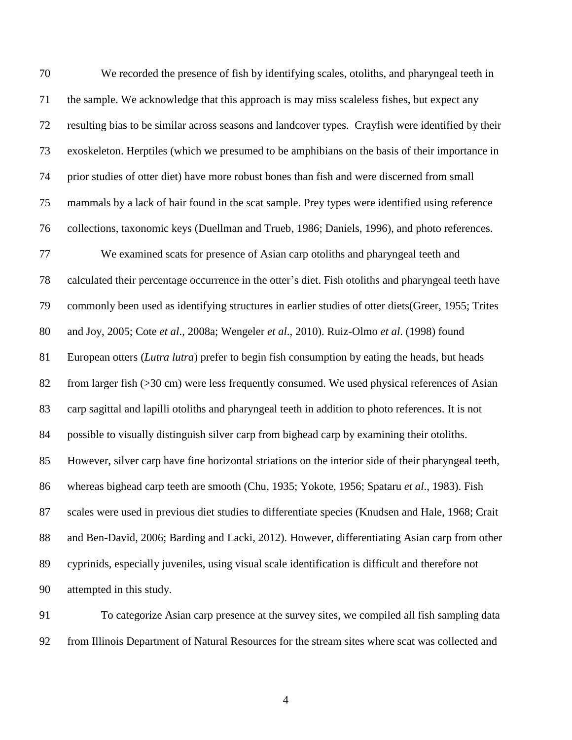We recorded the presence of fish by identifying scales, otoliths, and pharyngeal teeth in the sample. We acknowledge that this approach is may miss scaleless fishes, but expect any resulting bias to be similar across seasons and landcover types. Crayfish were identified by their exoskeleton. Herptiles (which we presumed to be amphibians on the basis of their importance in prior studies of otter diet) have more robust bones than fish and were discerned from small mammals by a lack of hair found in the scat sample. Prey types were identified using reference collections, taxonomic keys (Duellman and Trueb, 1986; Daniels, 1996), and photo references.

We examined scats for presence of Asian carp otoliths and pharyngeal teeth and calculated their percentage occurrence in the otter's diet. Fish otoliths and pharyngeal teeth have commonly been used as identifying structures in earlier studies of otter diets(Greer, 1955; Trites and Joy, 2005; Cote *et al*., 2008a; Wengeler *et al*., 2010). Ruiz-Olmo *et al*. (1998) found European otters (*Lutra lutra*) prefer to begin fish consumption by eating the heads, but heads from larger fish (>30 cm) were less frequently consumed. We used physical references of Asian carp sagittal and lapilli otoliths and pharyngeal teeth in addition to photo references. It is not possible to visually distinguish silver carp from bighead carp by examining their otoliths. However, silver carp have fine horizontal striations on the interior side of their pharyngeal teeth, whereas bighead carp teeth are smooth (Chu, 1935; Yokote, 1956; Spataru *et al*., 1983). Fish scales were used in previous diet studies to differentiate species (Knudsen and Hale, 1968; Crait and Ben-David, 2006; Barding and Lacki, 2012). However, differentiating Asian carp from other cyprinids, especially juveniles, using visual scale identification is difficult and therefore not attempted in this study.

To categorize Asian carp presence at the survey sites, we compiled all fish sampling data from Illinois Department of Natural Resources for the stream sites where scat was collected and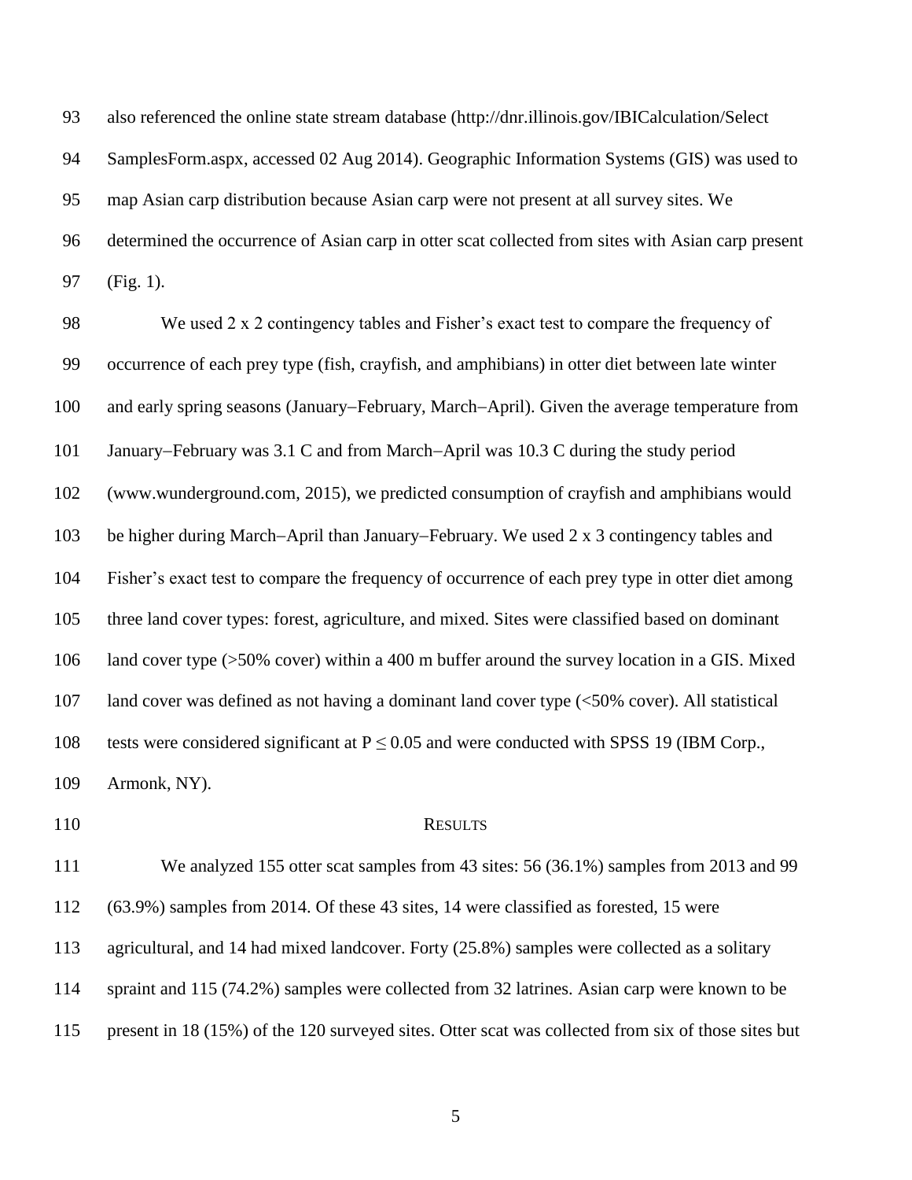also referenced the online state stream database (http://dnr.illinois.gov/IBICalculation/Select SamplesForm.aspx, accessed 02 Aug 2014). Geographic Information Systems (GIS) was used to map Asian carp distribution because Asian carp were not present at all survey sites. We determined the occurrence of Asian carp in otter scat collected from sites with Asian carp present (Fig. 1).

We used 2 x 2 contingency tables and Fisher's exact test to compare the frequency of occurrence of each prey type (fish, crayfish, and amphibians) in otter diet between late winter and early spring seasons (January−February, March−April). Given the average temperature from January−February was 3.1 C and from March−April was 10.3 C during the study period (www.wunderground.com, 2015), we predicted consumption of crayfish and amphibians would be higher during March−April than January−February. We used 2 x 3 contingency tables and Fisher's exact test to compare the frequency of occurrence of each prey type in otter diet among three land cover types: forest, agriculture, and mixed. Sites were classified based on dominant land cover type (>50% cover) within a 400 m buffer around the survey location in a GIS. Mixed land cover was defined as not having a dominant land cover type (<50% cover). All statistical tests were considered significant at $P \leq 0.05$ and were conducted with SPSS 19 (IBM Corp., Armonk, NY).

## RESULTS

We analyzed 155 otter scat samples from 43 sites: 56 (36.1%) samples from 2013 and 99 (63.9%) samples from 2014. Of these 43 sites, 14 were classified as forested, 15 were agricultural, and 14 had mixed landcover. Forty (25.8%) samples were collected as a solitary spraint and 115 (74.2%) samples were collected from 32 latrines. Asian carp were known to be present in 18 (15%) of the 120 surveyed sites. Otter scat was collected from six of those sites but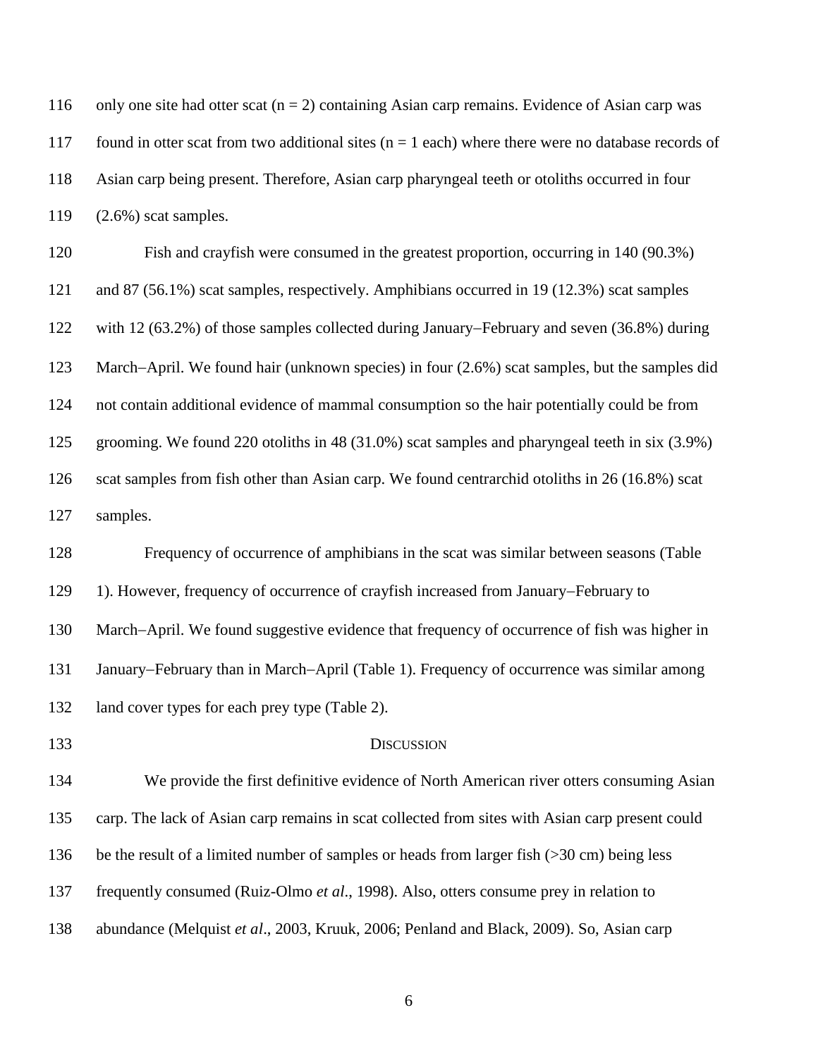only one site had otter scat (n = 2) containing Asian carp remains. Evidence of Asian carp was found in otter scat from two additional sites (n = 1 each) where there were no database records of Asian carp being present. Therefore, Asian carp pharyngeal teeth or otoliths occurred in four (2.6%) scat samples.

Fish and crayfish were consumed in the greatest proportion, occurring in 140 (90.3%) and 87 (56.1%) scat samples, respectively. Amphibians occurred in 19 (12.3%) scat samples with 12 (63.2%) of those samples collected during January−February and seven (36.8%) during March−April. We found hair (unknown species) in four (2.6%) scat samples, but the samples did not contain additional evidence of mammal consumption so the hair potentially could be from grooming. We found 220 otoliths in 48 (31.0%) scat samples and pharyngeal teeth in six (3.9%) scat samples from fish other than Asian carp. We found centrarchid otoliths in 26 (16.8%) scat samples.

Frequency of occurrence of amphibians in the scat was similar between seasons (Table 1). However, frequency of occurrence of crayfish increased from January−February to March−April. We found suggestive evidence that frequency of occurrence of fish was higher in January−February than in March−April (Table 1). Frequency of occurrence was similar among land cover types for each prey type (Table 2).

## Discussion

We provide the first definitive evidence of North American river otters consuming Asian carp. The lack of Asian carp remains in scat collected from sites with Asian carp present could be the result of a limited number of samples or heads from larger fish (>30 cm) being less frequently consumed (Ruiz-Olmo *et al*., 1998). Also, otters consume prey in relation to abundance (Melquist *et al*., 2003, Kruuk, 2006; Penland and Black, 2009). So, Asian carp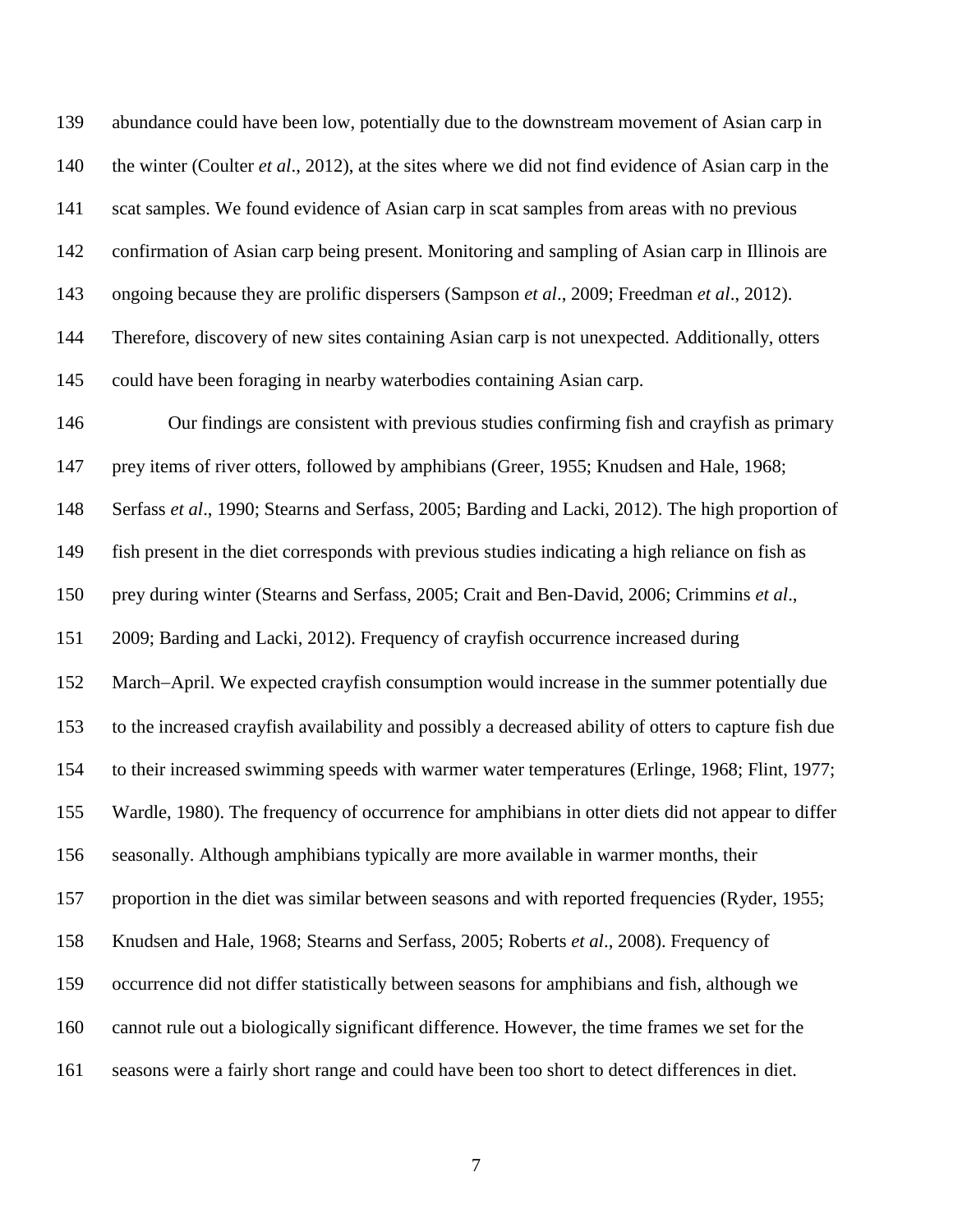abundance could have been low, potentially due to the downstream movement of Asian carp in the winter (Coulter *et al*., 2012), at the sites where we did not find evidence of Asian carp in the scat samples. We found evidence of Asian carp in scat samples from areas with no previous confirmation of Asian carp being present. Monitoring and sampling of Asian carp in Illinois are ongoing because they are prolific dispersers (Sampson *et al*., 2009; Freedman *et al*., 2012). Therefore, discovery of new sites containing Asian carp is not unexpected. Additionally, otters could have been foraging in nearby waterbodies containing Asian carp.

Our findings are consistent with previous studies confirming fish and crayfish as primary prey items of river otters, followed by amphibians (Greer, 1955; Knudsen and Hale, 1968; Serfass *et al*., 1990; Stearns and Serfass, 2005; Barding and Lacki, 2012). The high proportion of fish present in the diet corresponds with previous studies indicating a high reliance on fish as prey during winter (Stearns and Serfass, 2005; Crait and Ben-David, 2006; Crimmins *et al*., 2009; Barding and Lacki, 2012). Frequency of crayfish occurrence increased during March–April. We expected crayfish consumption would increase in the summer potentially due to the increased crayfish availability and possibly a decreased ability of otters to capture fish due to their increased swimming speeds with warmer water temperatures (Erlinge, 1968; Flint, 1977; Wardle, 1980). The frequency of occurrence for amphibians in otter diets did not appear to differ seasonally. Although amphibians typically are more available in warmer months, their proportion in the diet was similar between seasons and with reported frequencies (Ryder, 1955; Knudsen and Hale, 1968; Stearns and Serfass, 2005; Roberts *et al*., 2008). Frequency of occurrence did not differ statistically between seasons for amphibians and fish, although we cannot rule out a biologically significant difference. However, the time frames we set for the seasons were a fairly short range and could have been too short to detect differences in diet.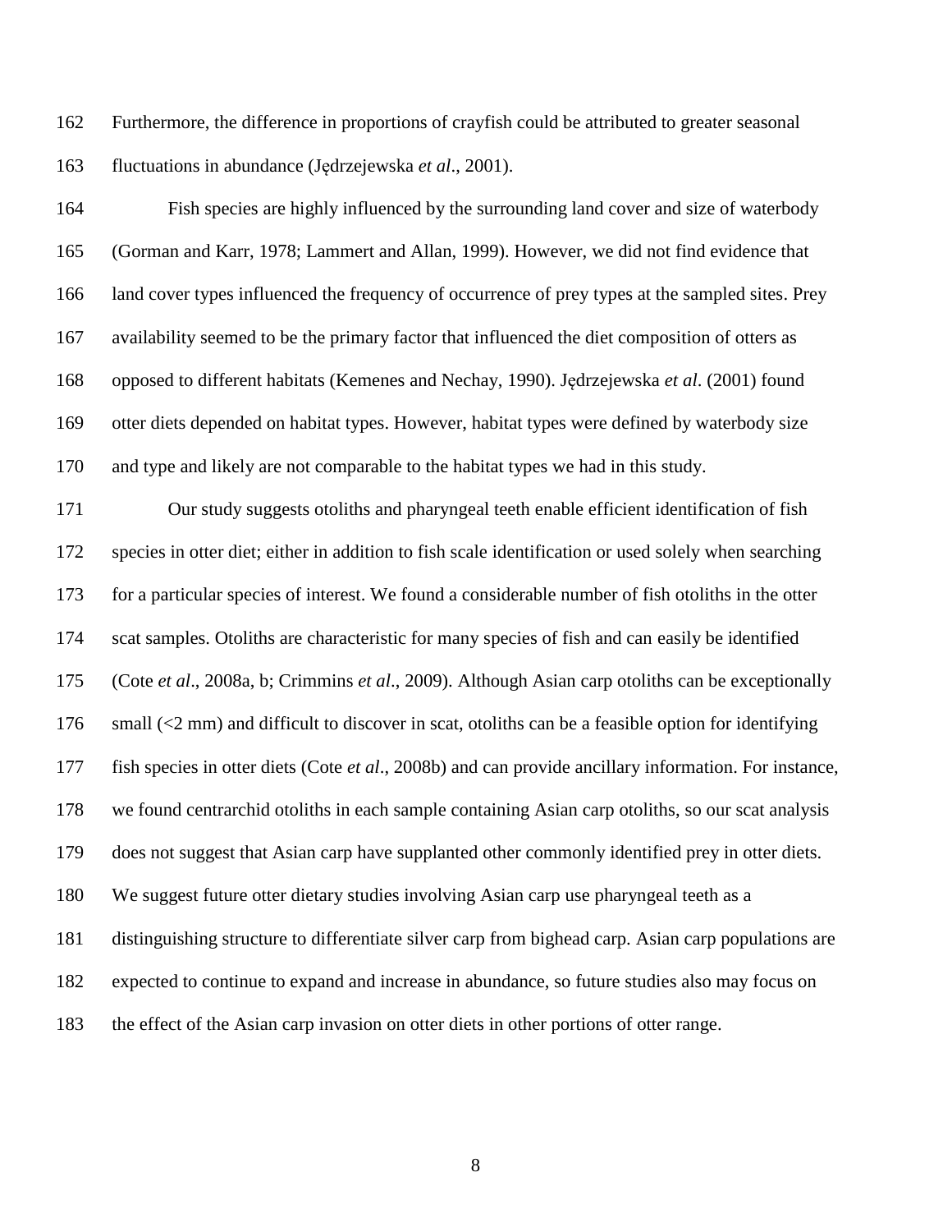Furthermore, the difference in proportions of crayfish could be attributed to greater seasonal fluctuations in abundance (Jędrzejewska *et al*., 2001).

Fish species are highly influenced by the surrounding land cover and size of waterbody (Gorman and Karr, 1978; Lammert and Allan, 1999). However, we did not find evidence that land cover types influenced the frequency of occurrence of prey types at the sampled sites. Prey availability seemed to be the primary factor that influenced the diet composition of otters as opposed to different habitats (Kemenes and Nechay, 1990). Jędrzejewska *et al*. (2001) found otter diets depended on habitat types. However, habitat types were defined by waterbody size and type and likely are not comparable to the habitat types we had in this study.

Our study suggests otoliths and pharyngeal teeth enable efficient identification of fish species in otter diet; either in addition to fish scale identification or used solely when searching for a particular species of interest. We found a considerable number of fish otoliths in the otter scat samples. Otoliths are characteristic for many species of fish and can easily be identified (Cote *et al*., 2008a, b; Crimmins *et al*., 2009). Although Asian carp otoliths can be exceptionally small (<2 mm) and difficult to discover in scat, otoliths can be a feasible option for identifying fish species in otter diets (Cote *et al*., 2008b) and can provide ancillary information. For instance, we found centrarchid otoliths in each sample containing Asian carp otoliths, so our scat analysis does not suggest that Asian carp have supplanted other commonly identified prey in otter diets. We suggest future otter dietary studies involving Asian carp use pharyngeal teeth as a distinguishing structure to differentiate silver carp from bighead carp. Asian carp populations are expected to continue to expand and increase in abundance, so future studies also may focus on the effect of the Asian carp invasion on otter diets in other portions of otter range.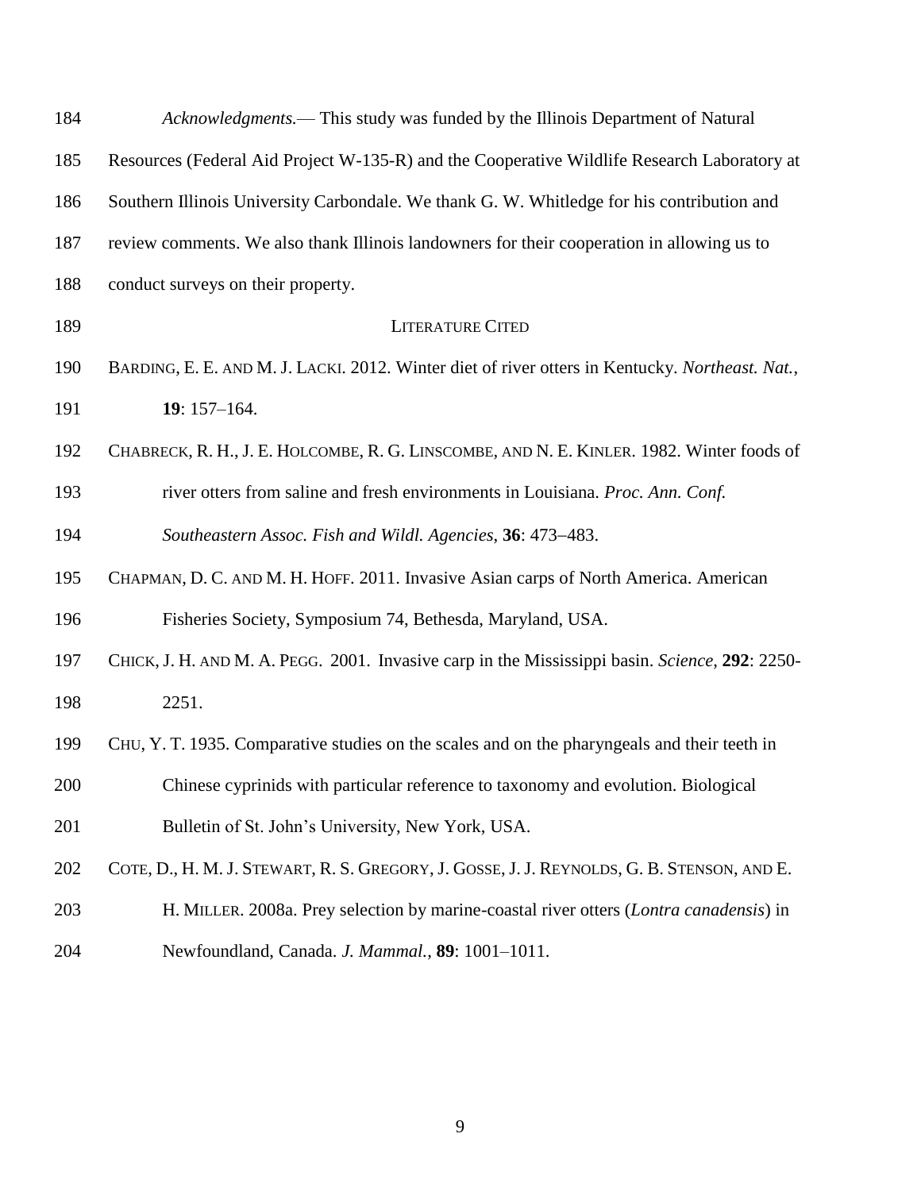*Acknowledgments.*— This study was funded by the Illinois Department of Natural Resources (Federal Aid Project W-135-R) and the Cooperative Wildlife Research Laboratory at Southern Illinois University Carbondale. We thank G. W. Whitledge for his contribution and review comments. We also thank Illinois landowners for their cooperation in allowing us to conduct surveys on their property.

## LITERATURE CITED

BARDING, E. E. AND M. J. LACKI. 2012. Winter diet of river otters in Kentucky. *Northeast. Nat.*, **19**: 157–164.

CHABRECK, R. H., J. E. HOLCOMBE, R. G. LINSCOMBE, AND N. E. KINLER. 1982. Winter foods of river otters from saline and fresh environments in Louisiana. *Proc. Ann. Conf. Southeastern Assoc. Fish and Wildl. Agencies*, **36**: 473–483.

CHAPMAN, D. C. AND M. H. HOFF. 2011. Invasive Asian carps of North America. American Fisheries Society, Symposium 74, Bethesda, Maryland, USA.

CHICK, J. H. AND M. A. PEGG. 2001. Invasive carp in the Mississippi basin. *Science*, **292**: 2250-2251.

CHU, Y. T. 1935. Comparative studies on the scales and on the pharyngeals and their teeth in Chinese cyprinids with particular reference to taxonomy and evolution. Biological Bulletin of St. John's University, New York, USA.

COTE, D., H. M. J. STEWART, R. S. GREGORY, J. GOSSE, J. J. REYNOLDS, G. B. STENSON, AND E. H. MILLER. 2008a. Prey selection by marine-coastal river otters (*Lontra canadensis*) in Newfoundland, Canada. *J. Mammal.*, **89**: 1001–1011.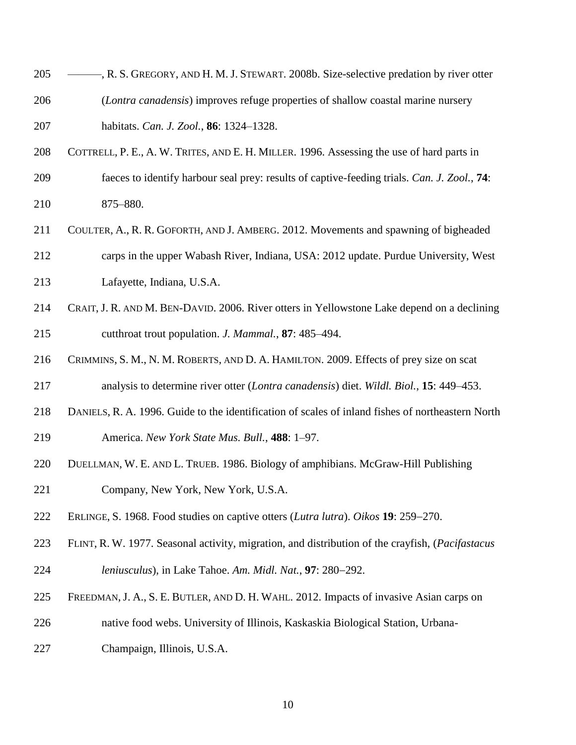———, R. S. Gregory, and H. M. J. Stewart. 2008b. Size-selective predation by river otter (*Lontra canadensis*) improves refuge properties of shallow coastal marine nursery habitats. *Can. J. Zool.*, **86**: 1324–1328.

Cottrell, P. E., A. W. Trites, and E. H. Miller. 1996. Assessing the use of hard parts in faeces to identify harbour seal prey: results of captive-feeding trials. *Can. J. Zool.*, **74**: 875–880.

Coulter, A., R. R. Goforth, and J. Amberg. 2012. Movements and spawning of bigheaded carps in the upper Wabash River, Indiana, USA: 2012 update. Purdue University, West Lafayette, Indiana, U.S.A.

Crait, J. R. and M. Ben-David. 2006. River otters in Yellowstone Lake depend on a declining cutthroat trout population. *J. Mammal.*, **87**: 485–494.

Crimmins, S. M., N. M. Roberts, and D. A. Hamilton. 2009. Effects of prey size on scat analysis to determine river otter (*Lontra canadensis*) diet. *Wildl. Biol.*, **15**: 449–453.

Daniels, R. A. 1996. Guide to the identification of scales of inland fishes of northeastern North America. *New York State Mus. Bull.*, **488**: 1–97.

Duellman, W. E. and L. Trueb. 1986. Biology of amphibians. McGraw-Hill Publishing Company, New York, New York, U.S.A.

Erlinge, S. 1968. Food studies on captive otters (*Lutra lutra*). *Oikos* **19**: 259–270.

Flint, R. W. 1977. Seasonal activity, migration, and distribution of the crayfish, (*Pacifastacus leniusculus*), in Lake Tahoe. *Am. Midl. Nat.*, **97**: 280–292.

Freedman, J. A., S. E. Butler, and D. H. Wahl. 2012. Impacts of invasive Asian carps on native food webs. University of Illinois, Kaskaskia Biological Station, Urbana-Champaign, Illinois, U.S.A.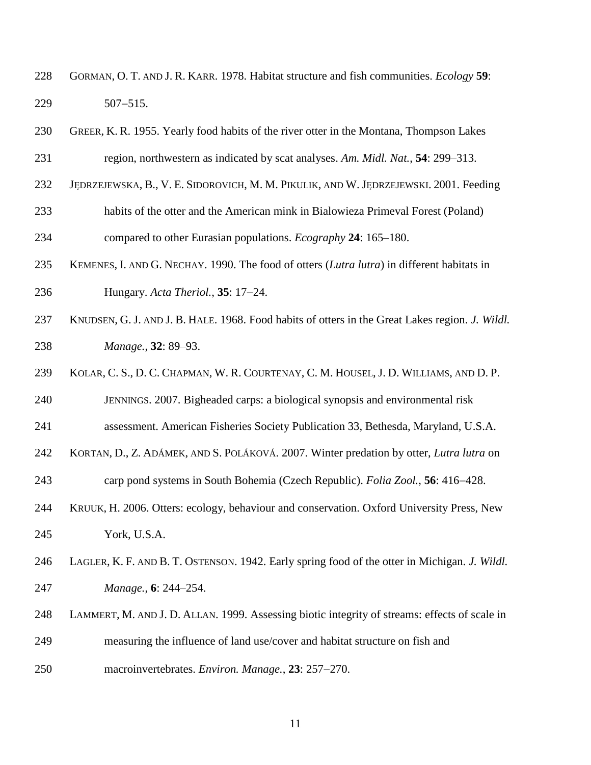GORMAN, O. T. AND J. R. KARR. 1978. Habitat structure and fish communities. *Ecology* **59**: 507–515.

GREER, K. R. 1955. Yearly food habits of the river otter in the Montana, Thompson Lakes region, northwestern as indicated by scat analyses. *Am. Midl. Nat.*, **54**: 299–313.

JĘDRZEJEWSKA, B., V. E. SIDOROVICH, M. M. PIKULIK, AND W. JĘDRZEJEWSKI. 2001. Feeding habits of the otter and the American mink in Bialowieza Primeval Forest (Poland) compared to other Eurasian populations. *Ecography* **24**: 165–180.

KEMENES, I. AND G. NECHAY. 1990. The food of otters (*Lutra lutra*) in different habitats in Hungary. *Acta Theriol.*, **35**: 17–24.

KNUDSEN, G. J. AND J. B. HALE. 1968. Food habits of otters in the Great Lakes region. *J. Wildl. Manage.*, **32**: 89–93.

KOLAR, C. S., D. C. CHAPMAN, W. R. COURTENAY, C. M. HOUSEL, J. D. WILLIAMS, AND D. P. JENNINGS. 2007. Bigheaded carps: a biological synopsis and environmental risk assessment. American Fisheries Society Publication 33, Bethesda, Maryland, U.S.A.

KORTAN, D., Z. ADÁMEK, AND S. POLÁKOVÁ. 2007. Winter predation by otter, *Lutra lutra* on carp pond systems in South Bohemia (Czech Republic). *Folia Zool.*, **56**: 416–428.

KRUUK, H. 2006. Otters: ecology, behaviour and conservation. Oxford University Press, New York, U.S.A.

LAGLER, K. F. AND B. T. OSTENSON. 1942. Early spring food of the otter in Michigan. *J. Wildl. Manage.*, **6**: 244–254.

LAMMERT, M. AND J. D. ALLAN. 1999. Assessing biotic integrity of streams: effects of scale in measuring the influence of land use/cover and habitat structure on fish and macroinvertebrates. *Environ. Manage.*, **23**: 257–270.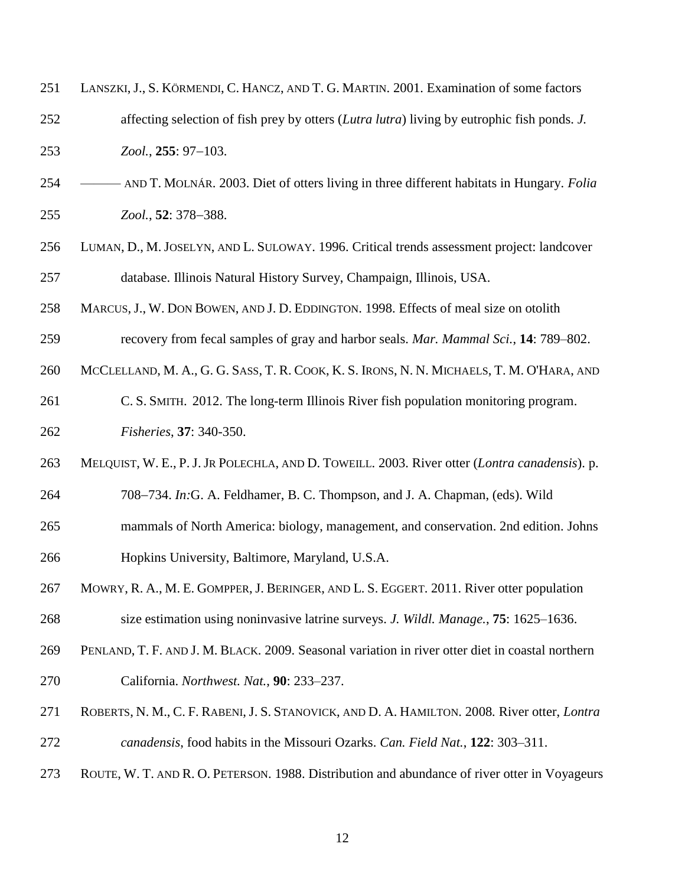LANSZKI, J., S. KÖRMENDI, C. HANCZ, AND T. G. MARTIN. 2001. Examination of some factors affecting selection of fish prey by otters (*Lutra lutra*) living by eutrophic fish ponds. *J. Zool.*, **255**: 97−103.

——— AND T. MOLNÁR. 2003. Diet of otters living in three different habitats in Hungary. *Folia Zool.*, **52**: 378−388.

LUMAN, D., M. JOSELYN, AND L. SULOWAY. 1996. Critical trends assessment project: landcover database. Illinois Natural History Survey, Champaign, Illinois, USA.

MARCUS, J., W. DON BOWEN, AND J. D. EDDINGTON. 1998. Effects of meal size on otolith recovery from fecal samples of gray and harbor seals. *Mar. Mammal Sci.*, **14**: 789–802.

MCCLELLAND, M. A., G. G. SASS, T. R. COOK, K. S. IRONS, N. N. MICHAELS, T. M. O'HARA, AND C. S. SMITH. 2012. The long-term Illinois River fish population monitoring program. *Fisheries*, **37**: 340-350.

MELQUIST, W. E., P. J. JR POLECHLA, AND D. TOWEILL. 2003. River otter (*Lontra canadensis*). p. 708−734. *In:*G. A. Feldhamer, B. C. Thompson, and J. A. Chapman, (eds). Wild mammals of North America: biology, management, and conservation. 2nd edition. Johns Hopkins University, Baltimore, Maryland, U.S.A.

MOWRY, R. A., M. E. GOMPPER, J. BERINGER, AND L. S. EGGERT. 2011. River otter population size estimation using noninvasive latrine surveys. *J. Wildl. Manage.*, **75**: 1625–1636.

PENLAND, T. F. AND J. M. BLACK. 2009. Seasonal variation in river otter diet in coastal northern California. *Northwest. Nat.*, **90**: 233–237.

ROBERTS, N. M., C. F. RABENI, J. S. STANOVICK, AND D. A. HAMILTON. 2008. River otter, *Lontra canadensis,* food habits in the Missouri Ozarks. *Can. Field Nat.*, **122**: 303–311.

ROUTE, W. T. AND R. O. PETERSON. 1988. Distribution and abundance of river otter in Voyageurs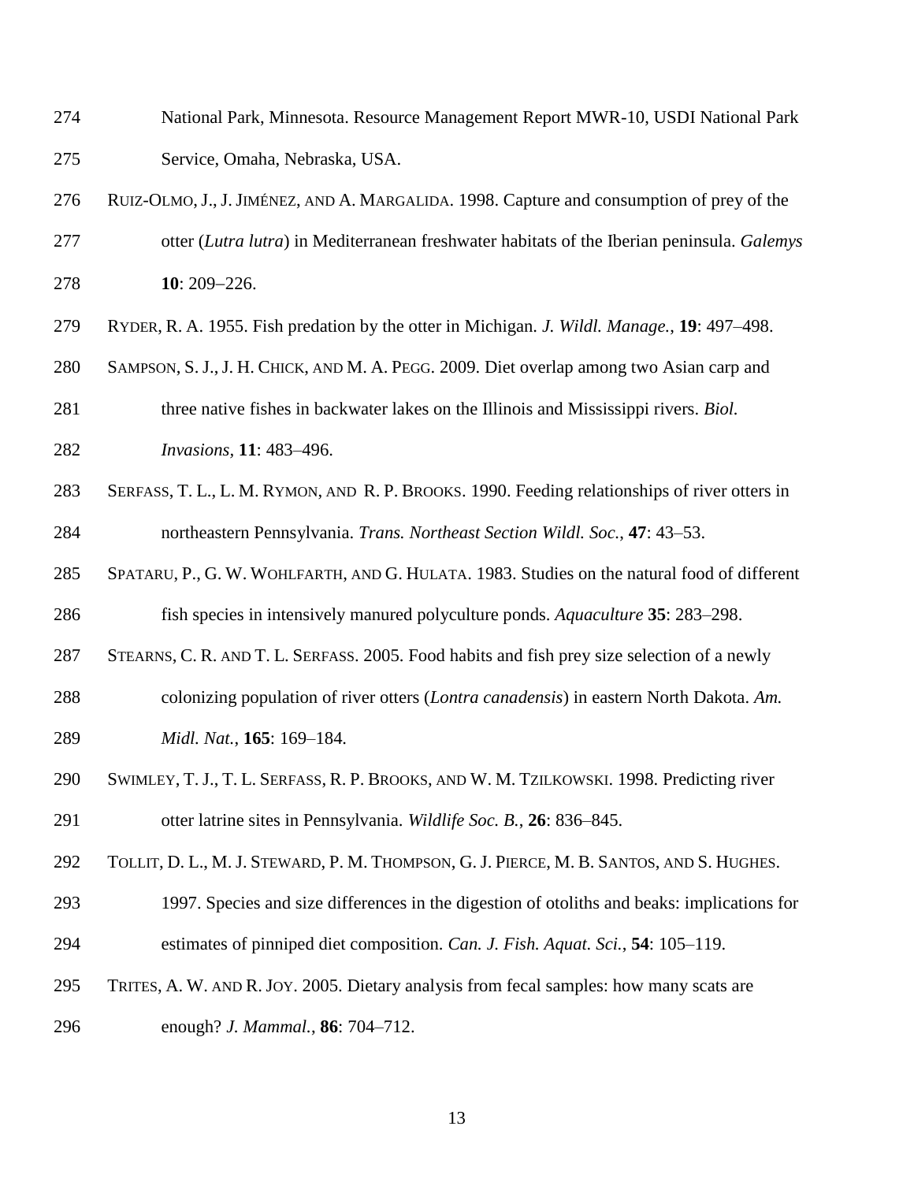National Park, Minnesota. Resource Management Report MWR-10, USDI National Park Service, Omaha, Nebraska, USA.

RUIZ-OLMO, J., J. JIMÉNEZ, AND A. MARGALIDA. 1998. Capture and consumption of prey of the otter (*Lutra lutra*) in Mediterranean freshwater habitats of the Iberian peninsula. *Galemys* **10**: 209–226.

RYDER, R. A. 1955. Fish predation by the otter in Michigan. *J. Wildl. Manage.*, **19**: 497–498.

SAMPSON, S. J., J. H. CHICK, AND M. A. PEGG. 2009. Diet overlap among two Asian carp and three native fishes in backwater lakes on the Illinois and Mississippi rivers. *Biol. Invasions,* **11**: 483–496.

SERFASS, T. L., L. M. RYMON, AND R. P. BROOKS. 1990. Feeding relationships of river otters in northeastern Pennsylvania. *Trans. Northeast Section Wildl. Soc.*, **47**: 43–53.

SPATARU, P., G. W. WOHLFARTH, AND G. HULATA. 1983. Studies on the natural food of different fish species in intensively manured polyculture ponds. *Aquaculture* **35**: 283–298.

STEARNS, C. R. AND T. L. SERFASS. 2005. Food habits and fish prey size selection of a newly colonizing population of river otters (*Lontra canadensis*) in eastern North Dakota. *Am. Midl. Nat.*, **165**: 169–184.

SWIMLEY, T. J., T. L. SERFASS, R. P. BROOKS, AND W. M. TZILKOWSKI. 1998. Predicting river otter latrine sites in Pennsylvania. *Wildlife Soc. B.*, **26**: 836–845.

TOLLIT, D. L., M. J. STEWARD, P. M. THOMPSON, G. J. PIERCE, M. B. SANTOS, AND S. HUGHES. 1997. Species and size differences in the digestion of otoliths and beaks: implications for estimates of pinniped diet composition. *Can. J. Fish. Aquat. Sci.*, **54**: 105–119.

TRITES, A. W. AND R. JOY. 2005. Dietary analysis from fecal samples: how many scats are enough? *J. Mammal.*, **86**: 704–712.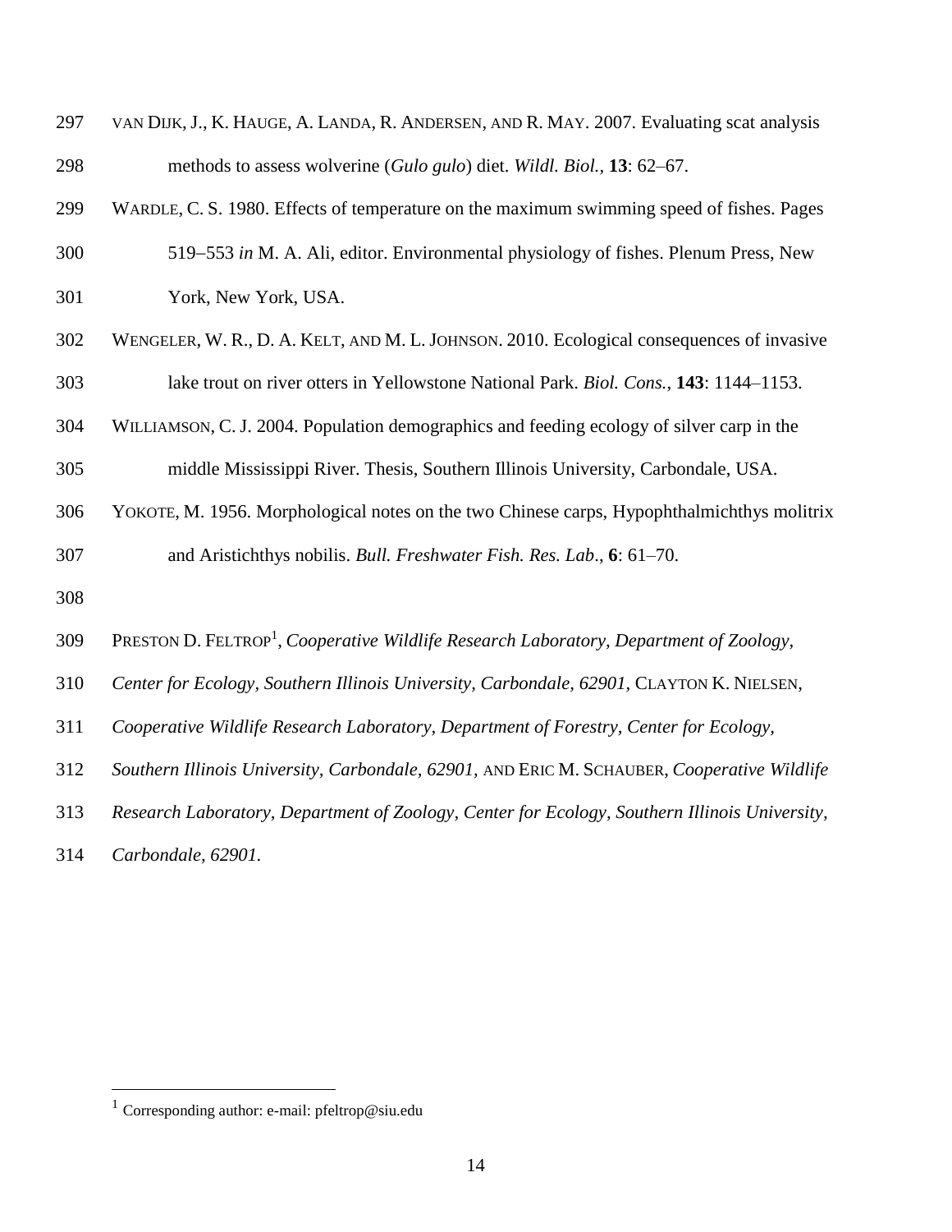VAN DIJK, J., K. HAUGE, A. LANDA, R. ANDERSEN, AND R. MAY. 2007. Evaluating scat analysis methods to assess wolverine (*Gulo gulo*) diet. *Wildl. Biol.*, **13**: 62–67.

WARDLE, C. S. 1980. Effects of temperature on the maximum swimming speed of fishes. Pages 519–553 *in* M. A. Ali, editor. Environmental physiology of fishes. Plenum Press, New York, New York, USA.

WENGELER, W. R., D. A. KELT, AND M. L. JOHNSON. 2010. Ecological consequences of invasive lake trout on river otters in Yellowstone National Park. *Biol. Cons.*, **143**: 1144–1153.

WILLIAMSON, C. J. 2004. Population demographics and feeding ecology of silver carp in the middle Mississippi River. Thesis, Southern Illinois University, Carbondale, USA.

YOKOTE, M. 1956. Morphological notes on the two Chinese carps, Hypophthalmichthys molitrix and Aristichthys nobilis. *Bull. Freshwater Fish. Res. Lab*., **6**: 61–70.

PRESTON D. FELTROP[1], *Cooperative Wildlife Research Laboratory, Department of Zoology, Center for Ecology, Southern Illinois University, Carbondale, 62901*, CLAYTON K. NIELSEN, *Cooperative Wildlife Research Laboratory, Department of Forestry, Center for Ecology, Southern Illinois University, Carbondale, 62901,* AND ERIC M. SCHAUBER, *Cooperative Wildlife Research Laboratory, Department of Zoology, Center for Ecology, Southern Illinois University, Carbondale, 62901.*

[1] Corresponding author: e-mail: pfeltrop@siu.edu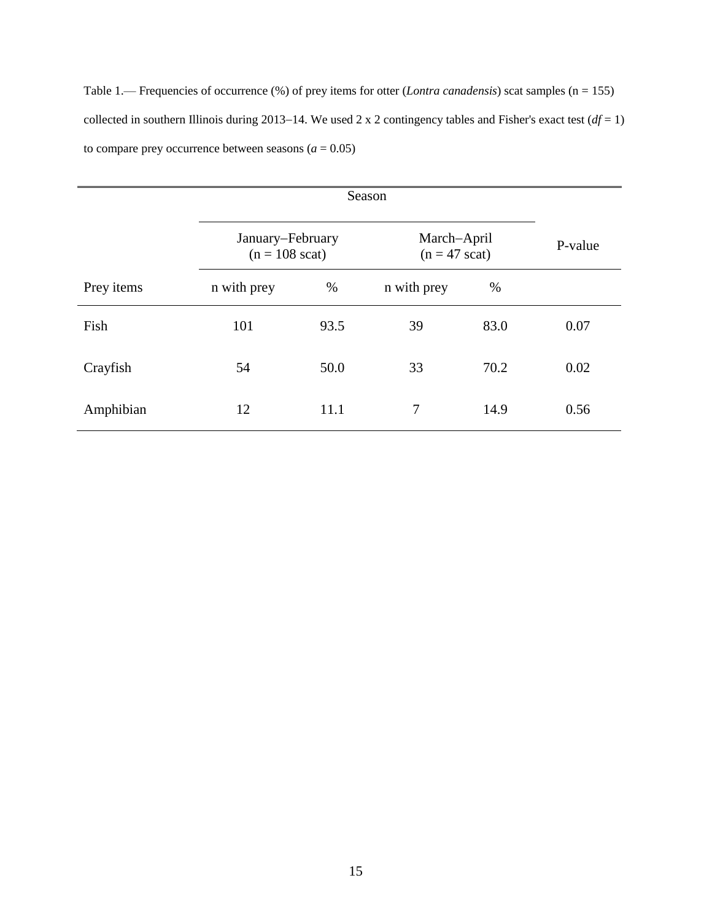Table 1.— Frequencies of occurrence (%) of prey items for otter (*Lontra canadensis*) scat samples (n = 155) collected in southern Illinois during 2013–14. We used 2 x 2 contingency tables and Fisher's exact test (*df* = 1) to compare prey occurrence between seasons (*a* = 0.05)

| | Season | | | | |
|---|---|---|---|---|---|
| | January–February (n = 108 scat) | | March–April (n = 47 scat) | | P-value |
| Prey items | n with prey | % | n with prey | % | |
| Fish | 101 | 93.5 | 39 | 83.0 | 0.07 |
| Crayfish | 54 | 50.0 | 33 | 70.2 | 0.02 |
| Amphibian | 12 | 11.1 | 7 | 14.9 | 0.56 |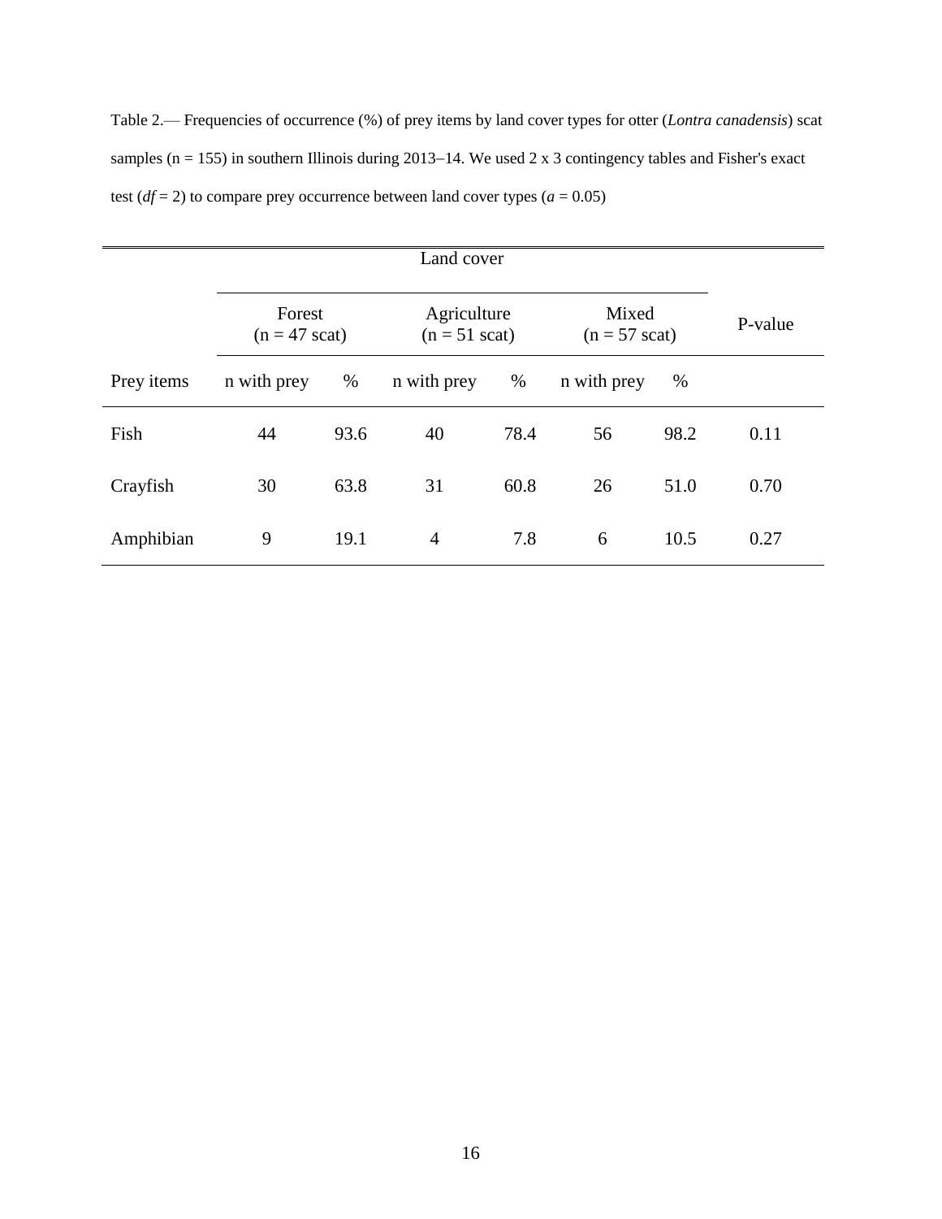Table 2.— Frequencies of occurrence (%) of prey items by land cover types for otter (*Lontra canadensis*) scat samples (n = 155) in southern Illinois during 2013–14. We used 2 x 3 contingency tables and Fisher's exact test ($df = 2$) to compare prey occurrence between land cover types ($a = 0.05$)

| | Land cover | | | | | | |
|---|---|---|---|---|---|---|---|
| | Forest (n = 47 scat) | | Agriculture (n = 51 scat) | | Mixed (n = 57 scat) | | P-value |
| Prey items | n with prey | % | n with prey | % | n with prey | % | |
| Fish | 44 | 93.6 | 40 | 78.4 | 56 | 98.2 | 0.11 |
| Crayfish | 30 | 63.8 | 31 | 60.8 | 26 | 51.0 | 0.70 |
| Amphibian | 9 | 19.1 | 4 | 7.8 | 6 | 10.5 | 0.27 |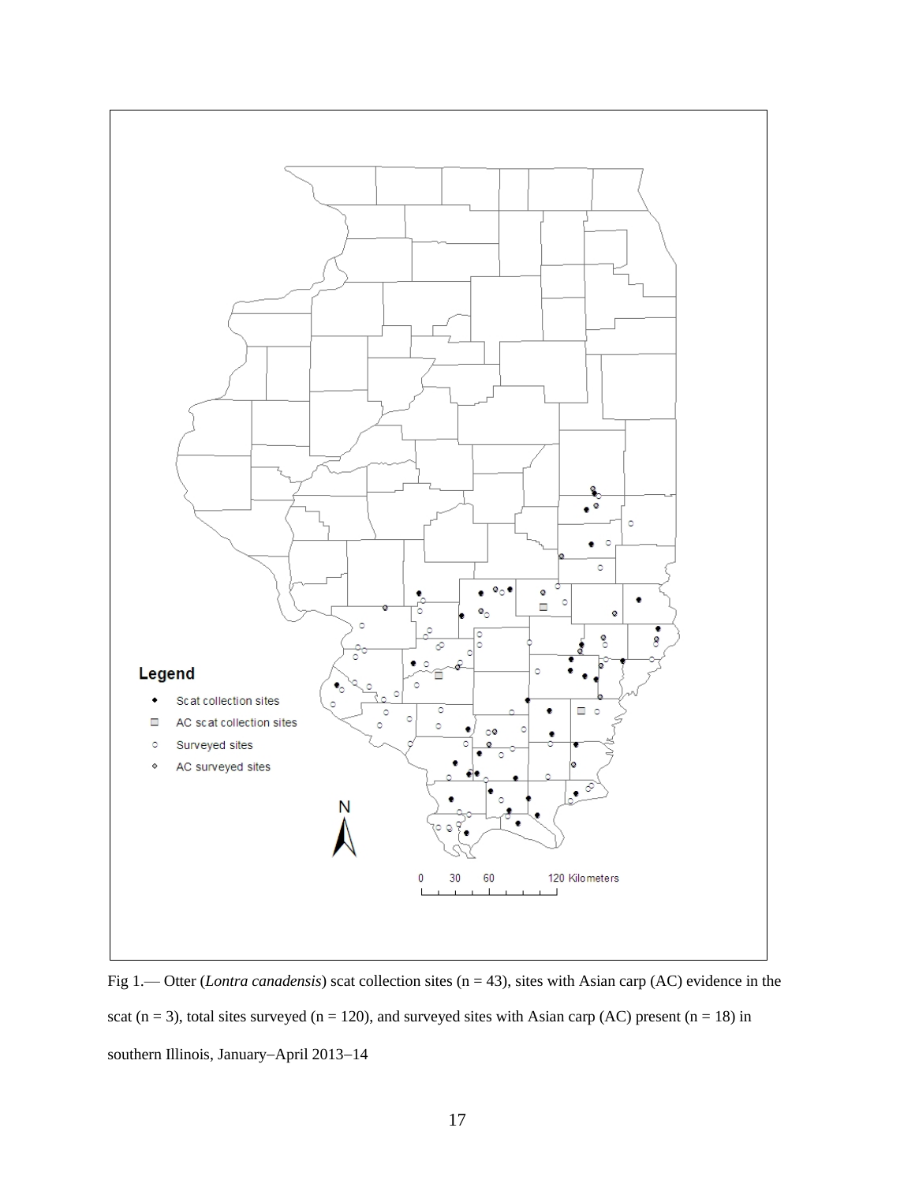Legend

Scat collection sites

AC scat collection sites

Surveyed sites

AC surveyed sites

N

0 30 60 120 Kilometers

Fig 1.— Otter (*Lontra canadensis*) scat collection sites (n = 43), sites with Asian carp (AC) evidence in the scat (n = 3), total sites surveyed (n = 120), and surveyed sites with Asian carp (AC) present (n = 18) in southern Illinois, January–April 2013–14